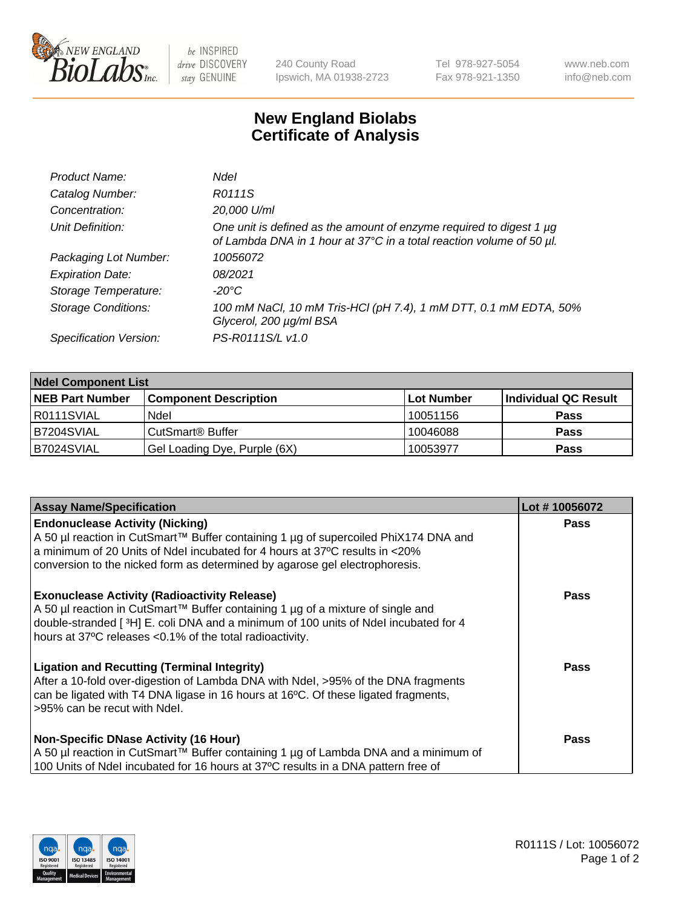New England BioLabs Inc. — be INSPIRED drive DISCOVERY stay GENUINE

240 County Road
Ipswich, MA 01938-2723

Tel 978-927-5054
Fax 978-921-1350

www.neb.com
info@neb.com

# New England Biolabs
# Certificate of Analysis

| | |
|---|---|
| *Product Name:* | *NdeI* |
| *Catalog Number:* | *R0111S* |
| *Concentration:* | *20,000 U/ml* |
| *Unit Definition:* | *One unit is defined as the amount of enzyme required to digest 1 µg of Lambda DNA in 1 hour at 37°C in a total reaction volume of 50 µl.* |
| *Packaging Lot Number:* | *10056072* |
| *Expiration Date:* | *08/2021* |
| *Storage Temperature:* | *-20°C* |
| *Storage Conditions:* | *100 mM NaCl, 10 mM Tris-HCl (pH 7.4), 1 mM DTT, 0.1 mM EDTA, 50% Glycerol, 200 µg/ml BSA* |
| *Specification Version:* | *PS-R0111S/L v1.0* |

| **NdeI Component List** | | | |
|---|---|---|---|
| **NEB Part Number** | **Component Description** | **Lot Number** | **Individual QC Result** |
| R0111SVIAL | NdeI | 10051156 | **Pass** |
| B7204SVIAL | CutSmart® Buffer | 10046088 | **Pass** |
| B7024SVIAL | Gel Loading Dye, Purple (6X) | 10053977 | **Pass** |

| **Assay Name/Specification** | **Lot # 10056072** |
|---|---|
| **Endonuclease Activity (Nicking)** A 50 µl reaction in CutSmart™ Buffer containing 1 µg of supercoiled PhiX174 DNA and a minimum of 20 Units of NdeI incubated for 4 hours at 37ºC results in <20% conversion to the nicked form as determined by agarose gel electrophoresis. | **Pass** |
| **Exonuclease Activity (Radioactivity Release)** A 50 µl reaction in CutSmart™ Buffer containing 1 µg of a mixture of single and double-stranded [ $^{3}$H] E. coli DNA and a minimum of 100 units of NdeI incubated for 4 hours at 37ºC releases <0.1% of the total radioactivity. | **Pass** |
| **Ligation and Recutting (Terminal Integrity)** After a 10-fold over-digestion of Lambda DNA with NdeI, >95% of the DNA fragments can be ligated with T4 DNA ligase in 16 hours at 16ºC. Of these ligated fragments, >95% can be recut with NdeI. | **Pass** |
| **Non-Specific DNase Activity (16 Hour)** A 50 µl reaction in CutSmart™ Buffer containing 1 µg of Lambda DNA and a minimum of 100 Units of NdeI incubated for 16 hours at 37ºC results in a DNA pattern free of | **Pass** |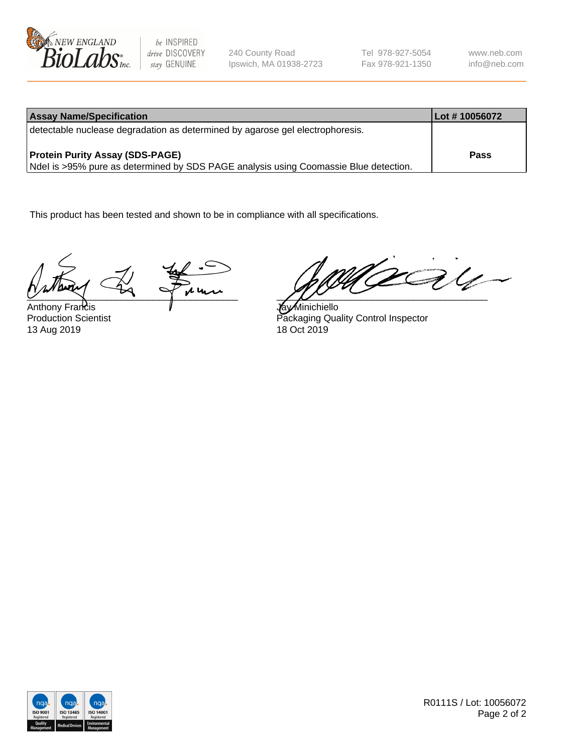NEW ENGLAND BioLabs Inc. — be INSPIRED drive DISCOVERY stay GENUINE

240 County Road
Ipswich, MA 01938-2723

Tel 978-927-5054
Fax 978-921-1350

www.neb.com
info@neb.com

| Assay Name/Specification | Lot # 10056072 |
| --- | --- |
| detectable nuclease degradation as determined by agarose gel electrophoresis. | |
| **Protein Purity Assay (SDS-PAGE)**<br>NdeI is >95% pure as determined by SDS PAGE analysis using Coomassie Blue detection. | **Pass** |

This product has been tested and shown to be in compliance with all specifications.

Anthony Francis
Production Scientist
13 Aug 2019

Jay Minichiello
Packaging Quality Control Inspector
18 Oct 2019

ISO 9001 Registered Quality Management | ISO 13485 Registered Medical Devices | ISO 14001 Registered Environmental Management

R0111S / Lot: 10056072